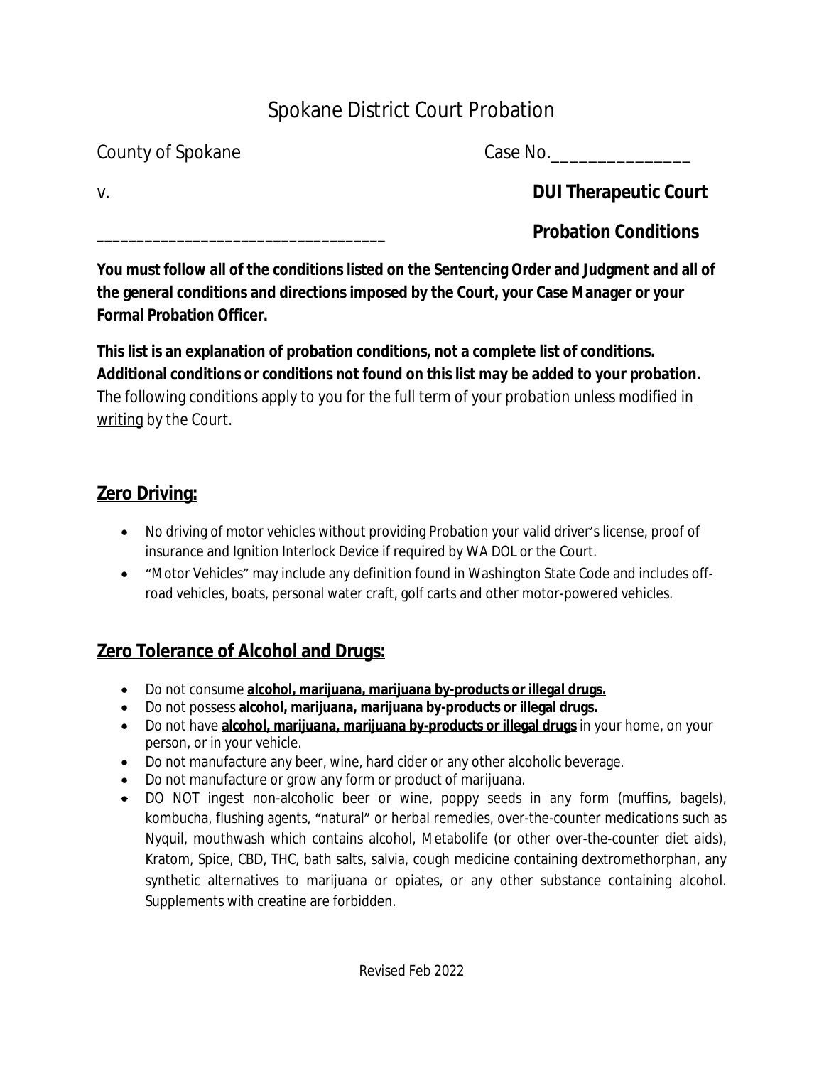# Spokane District Court Probation

County of Spokane Case No.________________

v. **DUI Therapeutic Court**

____________________________________ **Probation Conditions**

**You must follow all of the conditions listed on the Sentencing Order and Judgment and all of the general conditions and directions imposed by the Court, your Case Manager or your Formal Probation Officer.**

**This list is an explanation of probation conditions, not a complete list of conditions. Additional conditions or conditions not found on this list may be added to your probation.** The following conditions apply to you for the full term of your probation unless modified <u>in writing</u> by the Court.

## <u>Zero Driving:</u>

- No driving of motor vehicles without providing Probation your valid driver's license, proof of insurance and Ignition Interlock Device if required by WA DOL or the Court.
- "Motor Vehicles" may include any definition found in Washington State Code and includes off-road vehicles, boats, personal water craft, golf carts and other motor-powered vehicles.

## <u>Zero Tolerance of Alcohol and Drugs:</u>

- Do not consume **<u>alcohol, marijuana, marijuana by-products or illegal drugs.</u>**
- Do not possess **<u>alcohol, marijuana, marijuana by-products or illegal drugs.</u>**
- Do not have **<u>alcohol, marijuana, marijuana by-products or illegal drugs</u>** in your home, on your person, or in your vehicle.
- Do not manufacture any beer, wine, hard cider or any other alcoholic beverage.
- Do not manufacture or grow any form or product of marijuana.
- DO NOT ingest non-alcoholic beer or wine, poppy seeds in any form (muffins, bagels), kombucha, flushing agents, "natural" or herbal remedies, over-the-counter medications such as Nyquil, mouthwash which contains alcohol, Metabolife (or other over-the-counter diet aids), Kratom, Spice, CBD, THC, bath salts, salvia, cough medicine containing dextromethorphan, any synthetic alternatives to marijuana or opiates, or any other substance containing alcohol. Supplements with creatine are forbidden.

Revised Feb 2022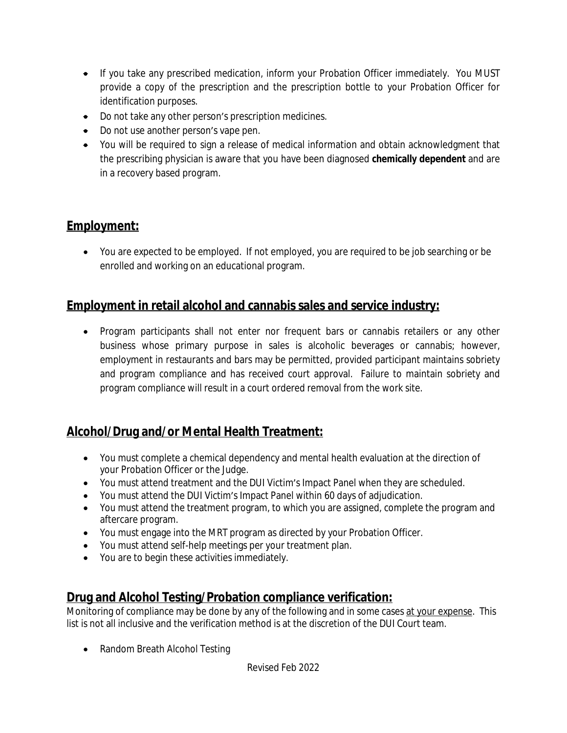- If you take any prescribed medication, inform your Probation Officer immediately. You MUST provide a copy of the prescription and the prescription bottle to your Probation Officer for identification purposes.
- Do not take any other person's prescription medicines.
- Do not use another person's vape pen.
- You will be required to sign a release of medical information and obtain acknowledgment that the prescribing physician is aware that you have been diagnosed **chemically dependent** and are in a recovery based program.

## Employment:

- You are expected to be employed. If not employed, you are required to be job searching or be enrolled and working on an educational program.

## Employment in retail alcohol and cannabis sales and service industry:

- Program participants shall not enter nor frequent bars or cannabis retailers or any other business whose primary purpose in sales is alcoholic beverages or cannabis; however, employment in restaurants and bars may be permitted, provided participant maintains sobriety and program compliance and has received court approval. Failure to maintain sobriety and program compliance will result in a court ordered removal from the work site.

## Alcohol/Drug and/or Mental Health Treatment:

- You must complete a chemical dependency and mental health evaluation at the direction of your Probation Officer or the Judge.
- You must attend treatment and the DUI Victim's Impact Panel when they are scheduled.
- You must attend the DUI Victim's Impact Panel within 60 days of adjudication.
- You must attend the treatment program, to which you are assigned, complete the program and aftercare program.
- You must engage into the MRT program as directed by your Probation Officer.
- You must attend self-help meetings per your treatment plan.
- You are to begin these activities immediately.

## Drug and Alcohol Testing/Probation compliance verification:

Monitoring of compliance may be done by any of the following and in some cases at your expense. This list is not all inclusive and the verification method is at the discretion of the DUI Court team.

- Random Breath Alcohol Testing

Revised Feb 2022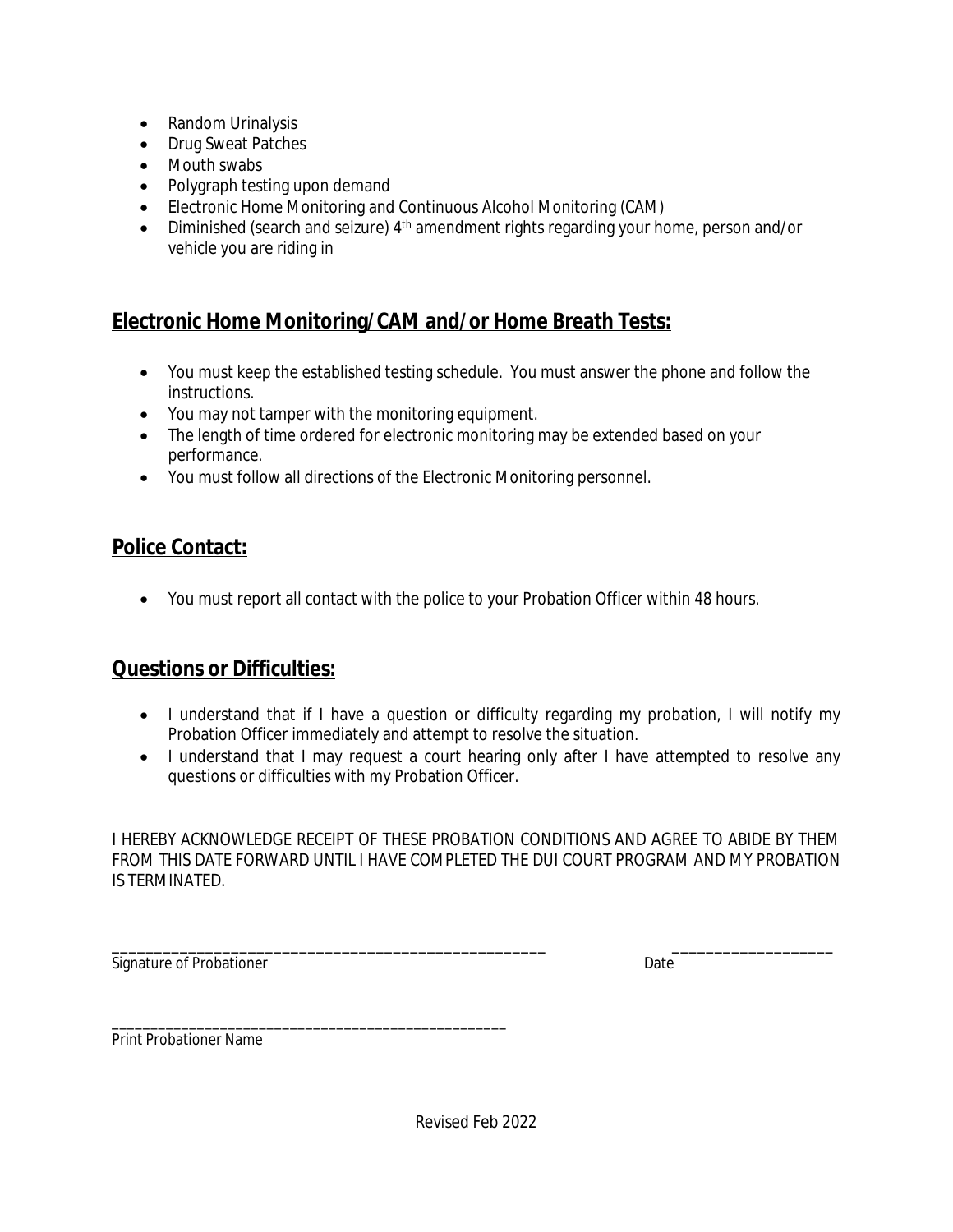- Random Urinalysis
- Drug Sweat Patches
- Mouth swabs
- Polygraph testing upon demand
- Electronic Home Monitoring and Continuous Alcohol Monitoring (CAM)
- Diminished (search and seizure) 4th amendment rights regarding your home, person and/or vehicle you are riding in

## **Electronic Home Monitoring/CAM and/or Home Breath Tests:**

- You must keep the established testing schedule. You must answer the phone and follow the instructions.
- You may not tamper with the monitoring equipment.
- The length of time ordered for electronic monitoring may be extended based on your performance.
- You must follow all directions of the Electronic Monitoring personnel.

## **Police Contact:**

- You must report all contact with the police to your Probation Officer within 48 hours.

## **Questions or Difficulties:**

- I understand that if I have a question or difficulty regarding my probation, I will notify my Probation Officer immediately and attempt to resolve the situation.
- I understand that I may request a court hearing only after I have attempted to resolve any questions or difficulties with my Probation Officer.

I HEREBY ACKNOWLEDGE RECEIPT OF THESE PROBATION CONDITIONS AND AGREE TO ABIDE BY THEM FROM THIS DATE FORWARD UNTIL I HAVE COMPLETED THE DUI COURT PROGRAM AND MY PROBATION IS TERMINATED.

_____________________________________________________ ___________________
Signature of Probationer Date

_____________________________________________________
Print Probationer Name

Revised Feb 2022